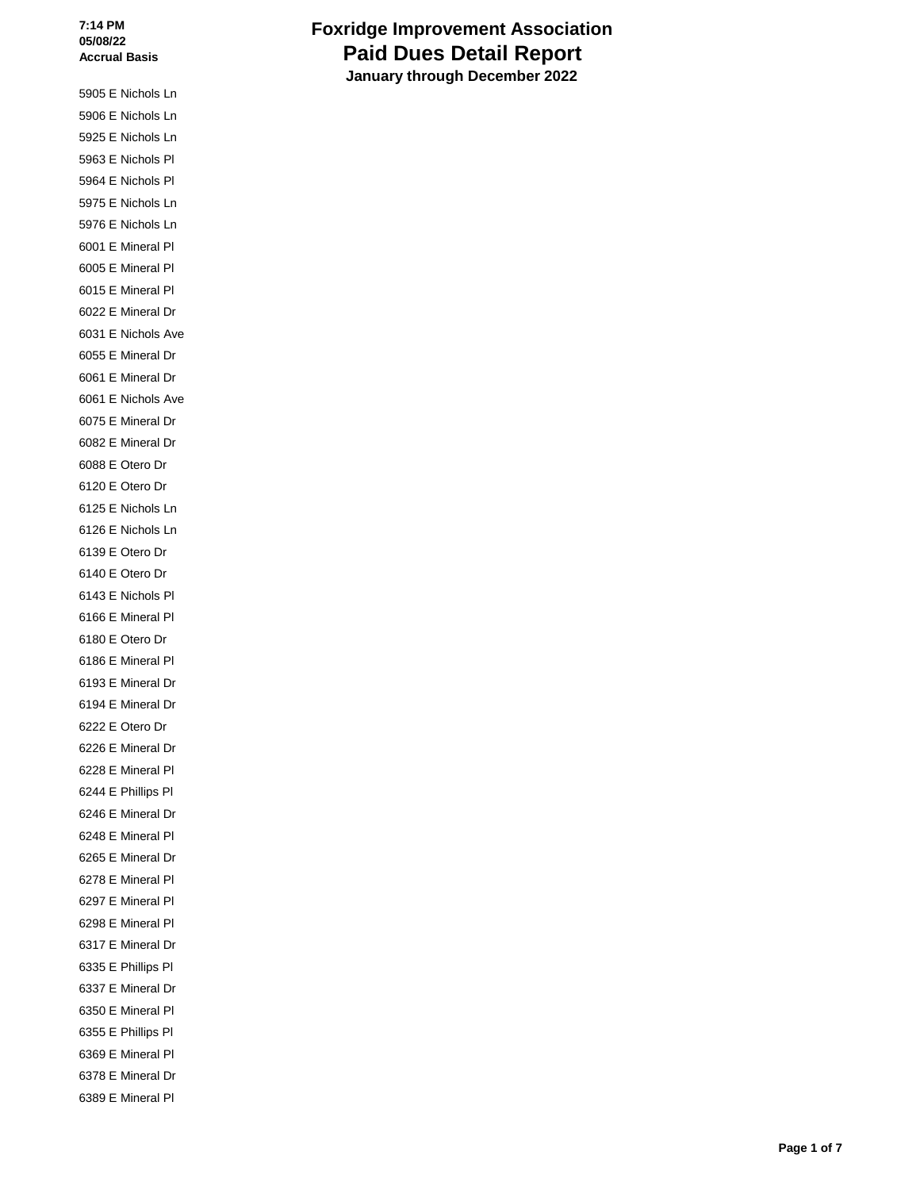7:14 PM
05/08/22
Accrual Basis

# Foxridge Improvement Association
## Paid Dues Detail Report
### January through December 2022

5905 E Nichols Ln
5906 E Nichols Ln
5925 E Nichols Ln
5963 E Nichols Pl
5964 E Nichols Pl
5975 E Nichols Ln
5976 E Nichols Ln
6001 E Mineral Pl
6005 E Mineral Pl
6015 E Mineral Pl
6022 E Mineral Dr
6031 E Nichols Ave
6055 E Mineral Dr
6061 E Mineral Dr
6061 E Nichols Ave
6075 E Mineral Dr
6082 E Mineral Dr
6088 E Otero Dr
6120 E Otero Dr
6125 E Nichols Ln
6126 E Nichols Ln
6139 E Otero Dr
6140 E Otero Dr
6143 E Nichols Pl
6166 E Mineral Pl
6180 E Otero Dr
6186 E Mineral Pl
6193 E Mineral Dr
6194 E Mineral Dr
6222 E Otero Dr
6226 E Mineral Dr
6228 E Mineral Pl
6244 E Phillips Pl
6246 E Mineral Dr
6248 E Mineral Pl
6265 E Mineral Dr
6278 E Mineral Pl
6297 E Mineral Pl
6298 E Mineral Pl
6317 E Mineral Dr
6335 E Phillips Pl
6337 E Mineral Dr
6350 E Mineral Pl
6355 E Phillips Pl
6369 E Mineral Pl
6378 E Mineral Dr
6389 E Mineral Pl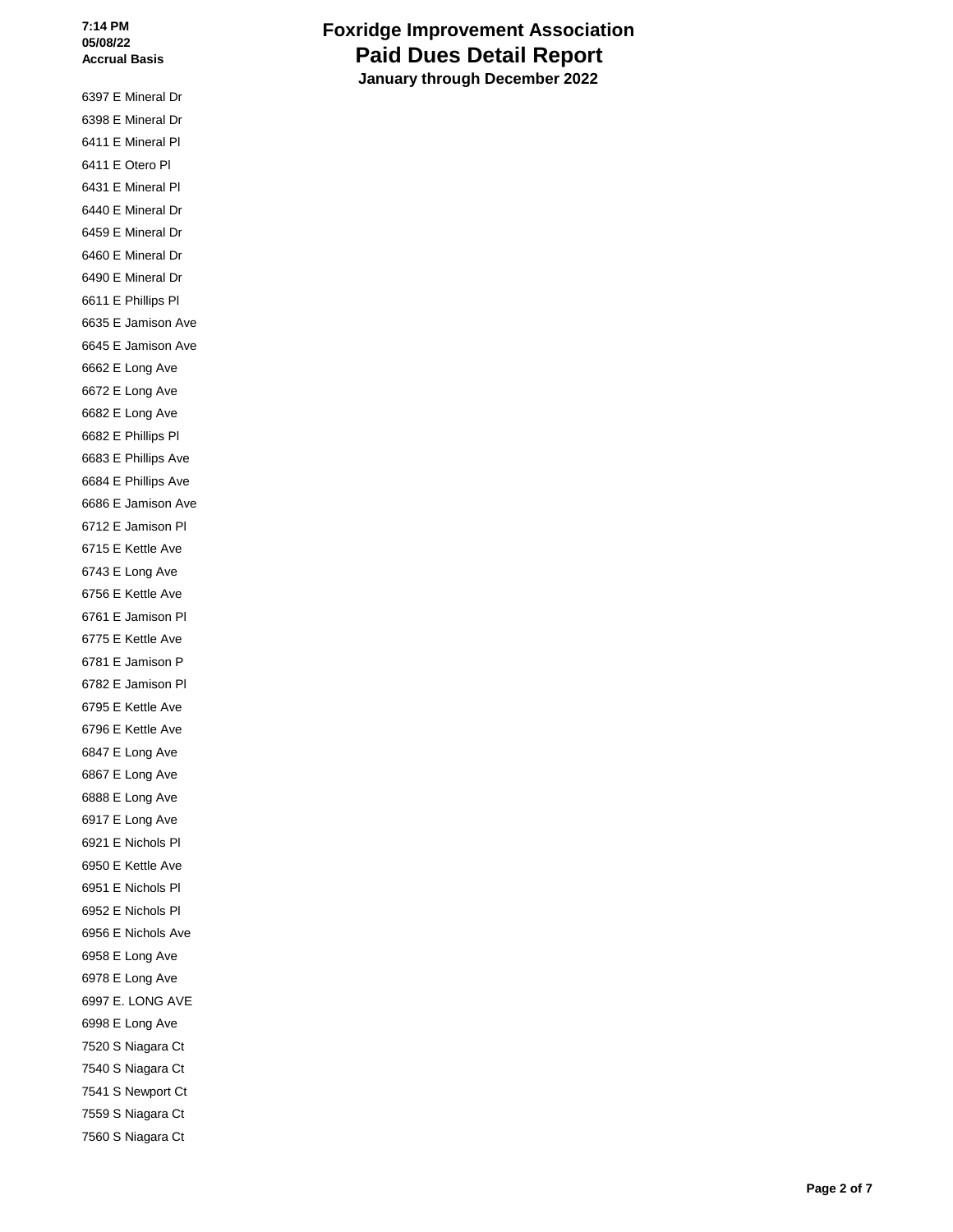# Foxridge Improvement Association

## Paid Dues Detail Report

### January through December 2022

6397 E Mineral Dr
6398 E Mineral Dr
6411 E Mineral Pl
6411 E Otero Pl
6431 E Mineral Pl
6440 E Mineral Dr
6459 E Mineral Dr
6460 E Mineral Dr
6490 E Mineral Dr
6611 E Phillips Pl
6635 E Jamison Ave
6645 E Jamison Ave
6662 E Long Ave
6672 E Long Ave
6682 E Long Ave
6682 E Phillips Pl
6683 E Phillips Ave
6684 E Phillips Ave
6686 E Jamison Ave
6712 E Jamison Pl
6715 E Kettle Ave
6743 E Long Ave
6756 E Kettle Ave
6761 E Jamison Pl
6775 E Kettle Ave
6781 E Jamison P
6782 E Jamison Pl
6795 E Kettle Ave
6796 E Kettle Ave
6847 E Long Ave
6867 E Long Ave
6888 E Long Ave
6917 E Long Ave
6921 E Nichols Pl
6950 E Kettle Ave
6951 E Nichols Pl
6952 E Nichols Pl
6956 E Nichols Ave
6958 E Long Ave
6978 E Long Ave
6997 E. LONG AVE
6998 E Long Ave
7520 S Niagara Ct
7540 S Niagara Ct
7541 S Newport Ct
7559 S Niagara Ct
7560 S Niagara Ct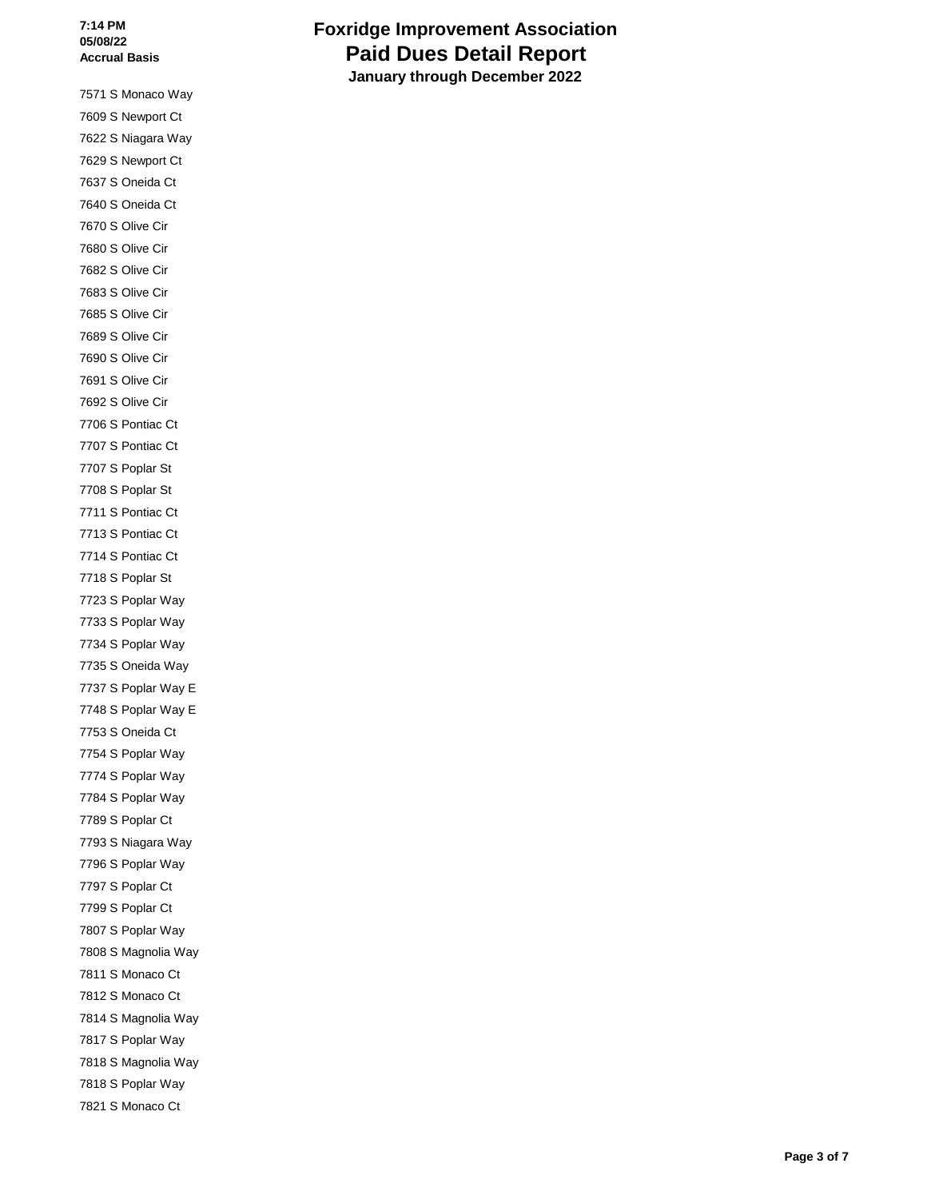7571 S Monaco Way
7609 S Newport Ct
7622 S Niagara Way
7629 S Newport Ct
7637 S Oneida Ct
7640 S Oneida Ct
7670 S Olive Cir
7680 S Olive Cir
7682 S Olive Cir
7683 S Olive Cir
7685 S Olive Cir
7689 S Olive Cir
7690 S Olive Cir
7691 S Olive Cir
7692 S Olive Cir
7706 S Pontiac Ct
7707 S Pontiac Ct
7707 S Poplar St
7708 S Poplar St
7711 S Pontiac Ct
7713 S Pontiac Ct
7714 S Pontiac Ct
7718 S Poplar St
7723 S Poplar Way
7733 S Poplar Way
7734 S Poplar Way
7735 S Oneida Way
7737 S Poplar Way E
7748 S Poplar Way E
7753 S Oneida Ct
7754 S Poplar Way
7774 S Poplar Way
7784 S Poplar Way
7789 S Poplar Ct
7793 S Niagara Way
7796 S Poplar Way
7797 S Poplar Ct
7799 S Poplar Ct
7807 S Poplar Way
7808 S Magnolia Way
7811 S Monaco Ct
7812 S Monaco Ct
7814 S Magnolia Way
7817 S Poplar Way
7818 S Magnolia Way
7818 S Poplar Way
7821 S Monaco Ct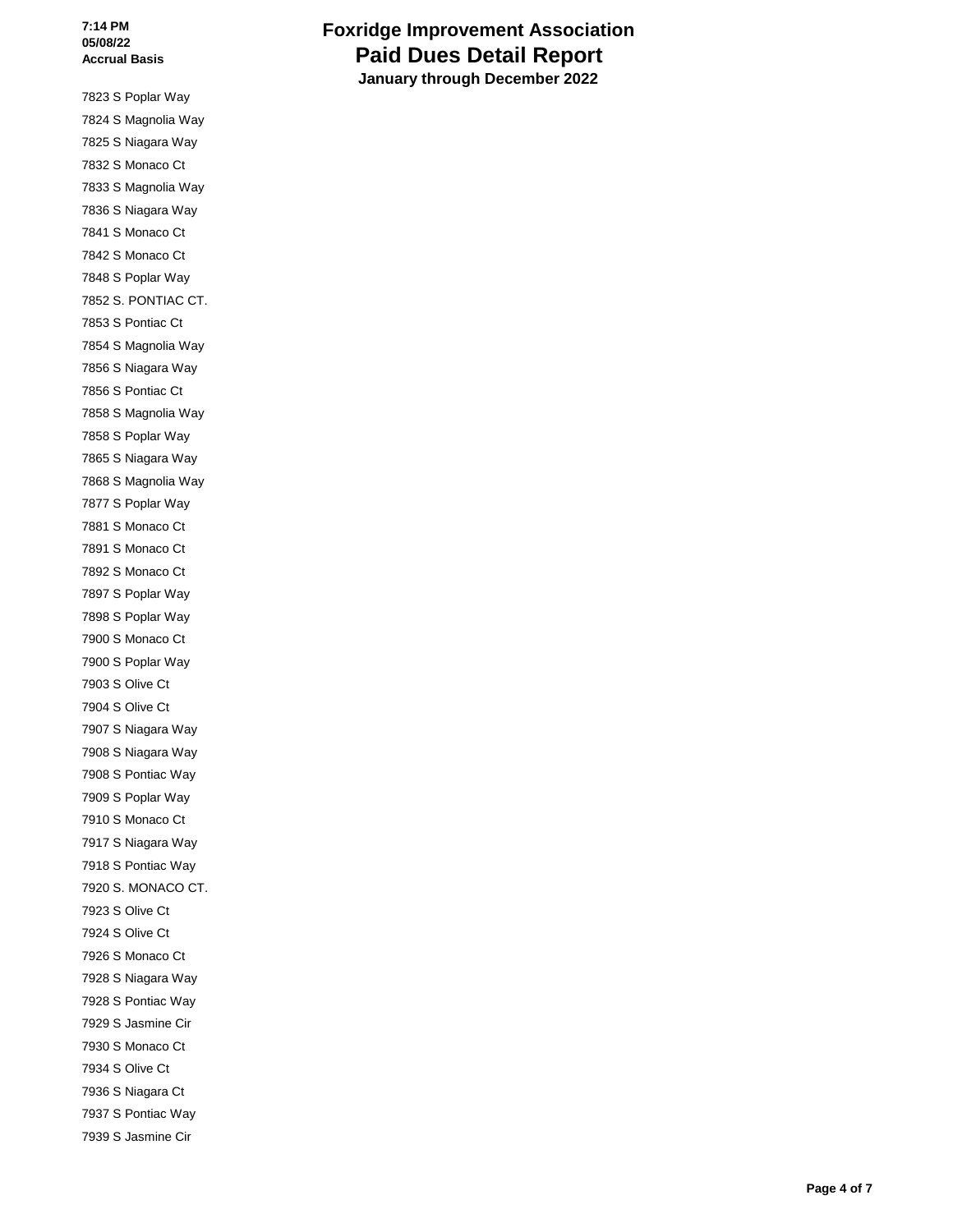# Foxridge Improvement Association
## Paid Dues Detail Report
### January through December 2022

7:14 PM
05/08/22
Accrual Basis

7823 S Poplar Way
7824 S Magnolia Way
7825 S Niagara Way
7832 S Monaco Ct
7833 S Magnolia Way
7836 S Niagara Way
7841 S Monaco Ct
7842 S Monaco Ct
7848 S Poplar Way
7852 S. PONTIAC CT.
7853 S Pontiac Ct
7854 S Magnolia Way
7856 S Niagara Way
7856 S Pontiac Ct
7858 S Magnolia Way
7858 S Poplar Way
7865 S Niagara Way
7868 S Magnolia Way
7877 S Poplar Way
7881 S Monaco Ct
7891 S Monaco Ct
7892 S Monaco Ct
7897 S Poplar Way
7898 S Poplar Way
7900 S Monaco Ct
7900 S Poplar Way
7903 S Olive Ct
7904 S Olive Ct
7907 S Niagara Way
7908 S Niagara Way
7908 S Pontiac Way
7909 S Poplar Way
7910 S Monaco Ct
7917 S Niagara Way
7918 S Pontiac Way
7920 S. MONACO CT.
7923 S Olive Ct
7924 S Olive Ct
7926 S Monaco Ct
7928 S Niagara Way
7928 S Pontiac Way
7929 S Jasmine Cir
7930 S Monaco Ct
7934 S Olive Ct
7936 S Niagara Ct
7937 S Pontiac Way
7939 S Jasmine Cir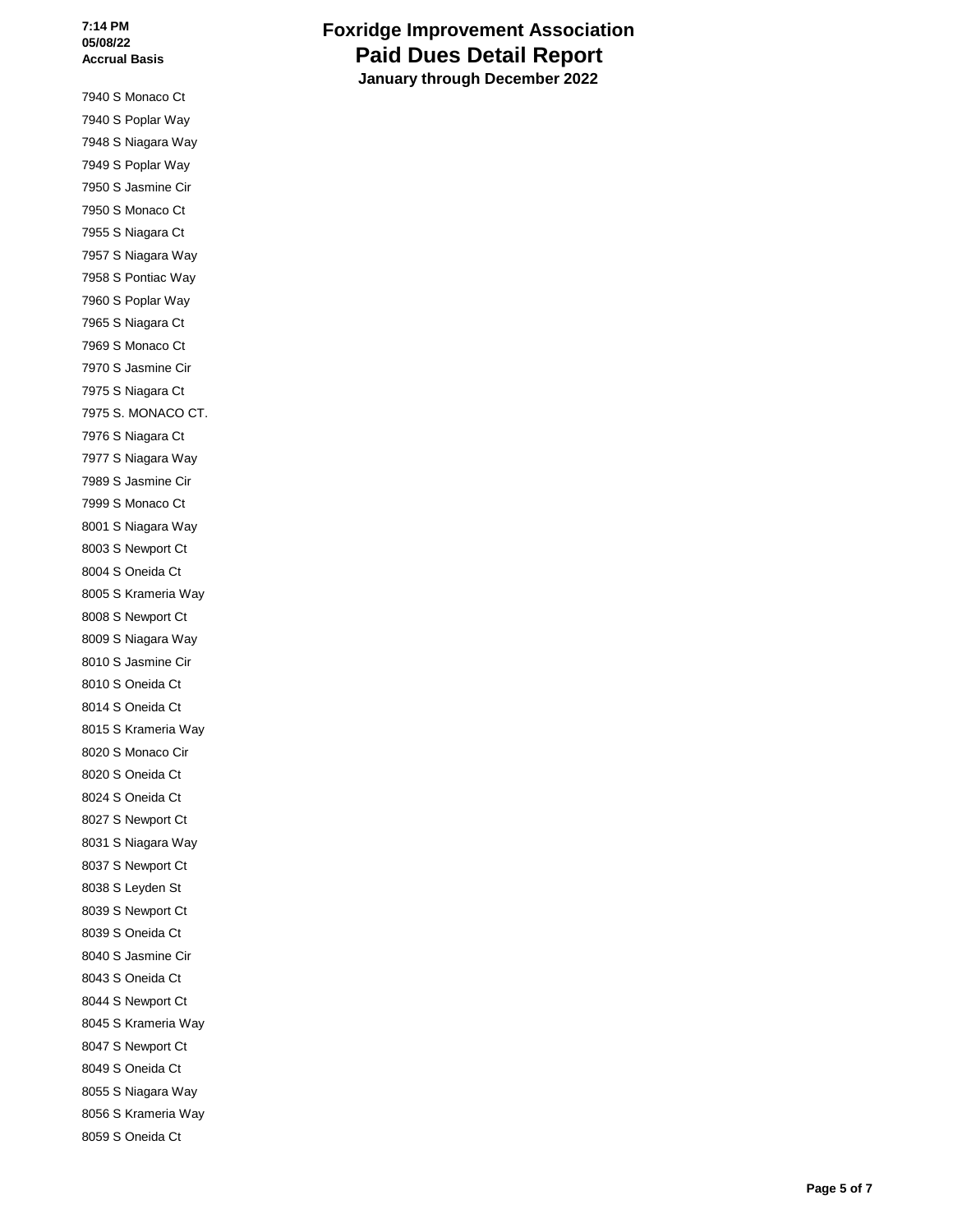# Foxridge Improvement Association
## Paid Dues Detail Report
**January through December 2022**

7940 S Monaco Ct
7940 S Poplar Way
7948 S Niagara Way
7949 S Poplar Way
7950 S Jasmine Cir
7950 S Monaco Ct
7955 S Niagara Ct
7957 S Niagara Way
7958 S Pontiac Way
7960 S Poplar Way
7965 S Niagara Ct
7969 S Monaco Ct
7970 S Jasmine Cir
7975 S Niagara Ct
7975 S. MONACO CT.
7976 S Niagara Ct
7977 S Niagara Way
7989 S Jasmine Cir
7999 S Monaco Ct
8001 S Niagara Way
8003 S Newport Ct
8004 S Oneida Ct
8005 S Krameria Way
8008 S Newport Ct
8009 S Niagara Way
8010 S Jasmine Cir
8010 S Oneida Ct
8014 S Oneida Ct
8015 S Krameria Way
8020 S Monaco Cir
8020 S Oneida Ct
8024 S Oneida Ct
8027 S Newport Ct
8031 S Niagara Way
8037 S Newport Ct
8038 S Leyden St
8039 S Newport Ct
8039 S Oneida Ct
8040 S Jasmine Cir
8043 S Oneida Ct
8044 S Newport Ct
8045 S Krameria Way
8047 S Newport Ct
8049 S Oneida Ct
8055 S Niagara Way
8056 S Krameria Way
8059 S Oneida Ct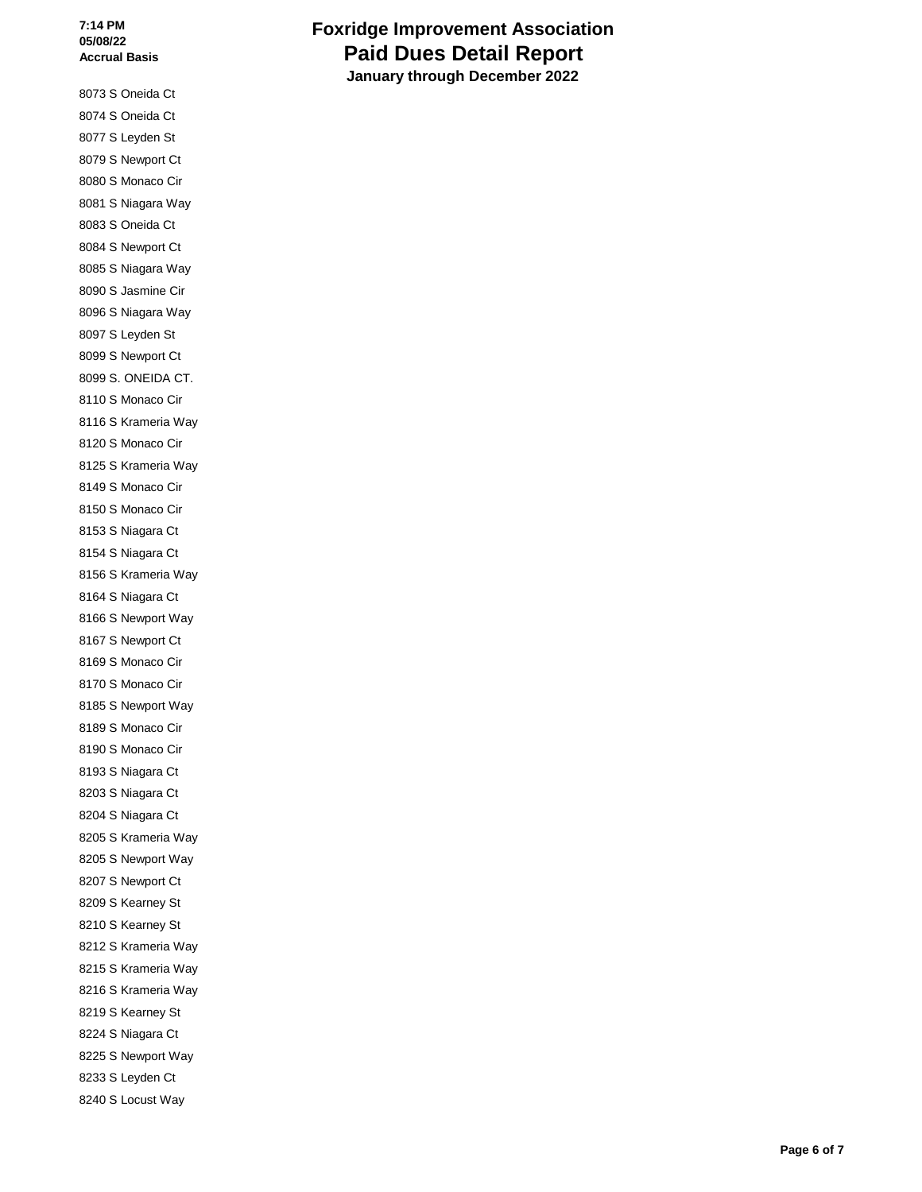# Foxridge Improvement Association
## Paid Dues Detail Report
### January through December 2022

8073 S Oneida Ct
8074 S Oneida Ct
8077 S Leyden St
8079 S Newport Ct
8080 S Monaco Cir
8081 S Niagara Way
8083 S Oneida Ct
8084 S Newport Ct
8085 S Niagara Way
8090 S Jasmine Cir
8096 S Niagara Way
8097 S Leyden St
8099 S Newport Ct
8099 S. ONEIDA CT.
8110 S Monaco Cir
8116 S Krameria Way
8120 S Monaco Cir
8125 S Krameria Way
8149 S Monaco Cir
8150 S Monaco Cir
8153 S Niagara Ct
8154 S Niagara Ct
8156 S Krameria Way
8164 S Niagara Ct
8166 S Newport Way
8167 S Newport Ct
8169 S Monaco Cir
8170 S Monaco Cir
8185 S Newport Way
8189 S Monaco Cir
8190 S Monaco Cir
8193 S Niagara Ct
8203 S Niagara Ct
8204 S Niagara Ct
8205 S Krameria Way
8205 S Newport Way
8207 S Newport Ct
8209 S Kearney St
8210 S Kearney St
8212 S Krameria Way
8215 S Krameria Way
8216 S Krameria Way
8219 S Kearney St
8224 S Niagara Ct
8225 S Newport Way
8233 S Leyden Ct
8240 S Locust Way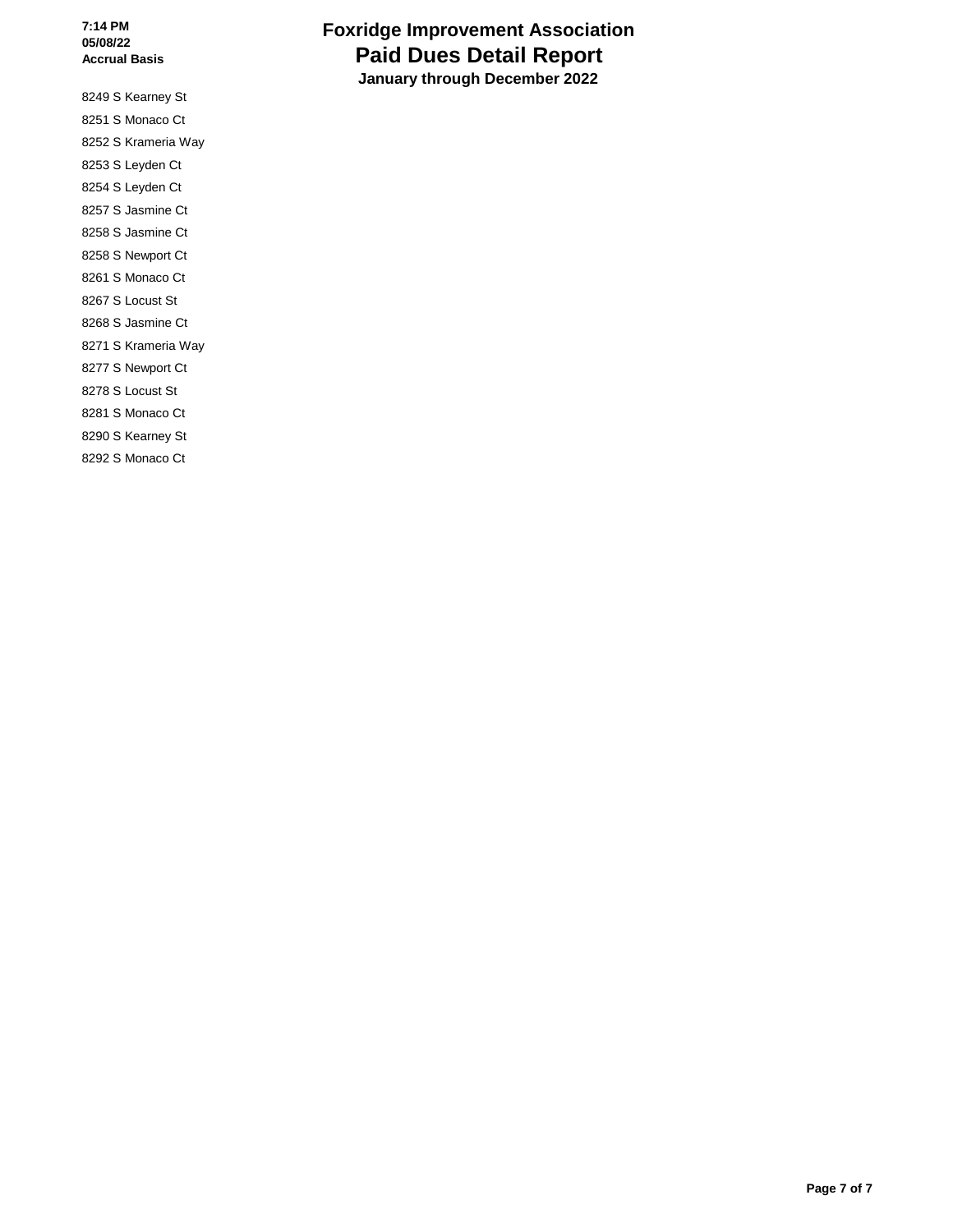# Foxridge Improvement Association
## Paid Dues Detail Report
### January through December 2022

7:14 PM
05/08/22
**Accrual Basis**

8249 S Kearney St
8251 S Monaco Ct
8252 S Krameria Way
8253 S Leyden Ct
8254 S Leyden Ct
8257 S Jasmine Ct
8258 S Jasmine Ct
8258 S Newport Ct
8261 S Monaco Ct
8267 S Locust St
8268 S Jasmine Ct
8271 S Krameria Way
8277 S Newport Ct
8278 S Locust St
8281 S Monaco Ct
8290 S Kearney St
8292 S Monaco Ct